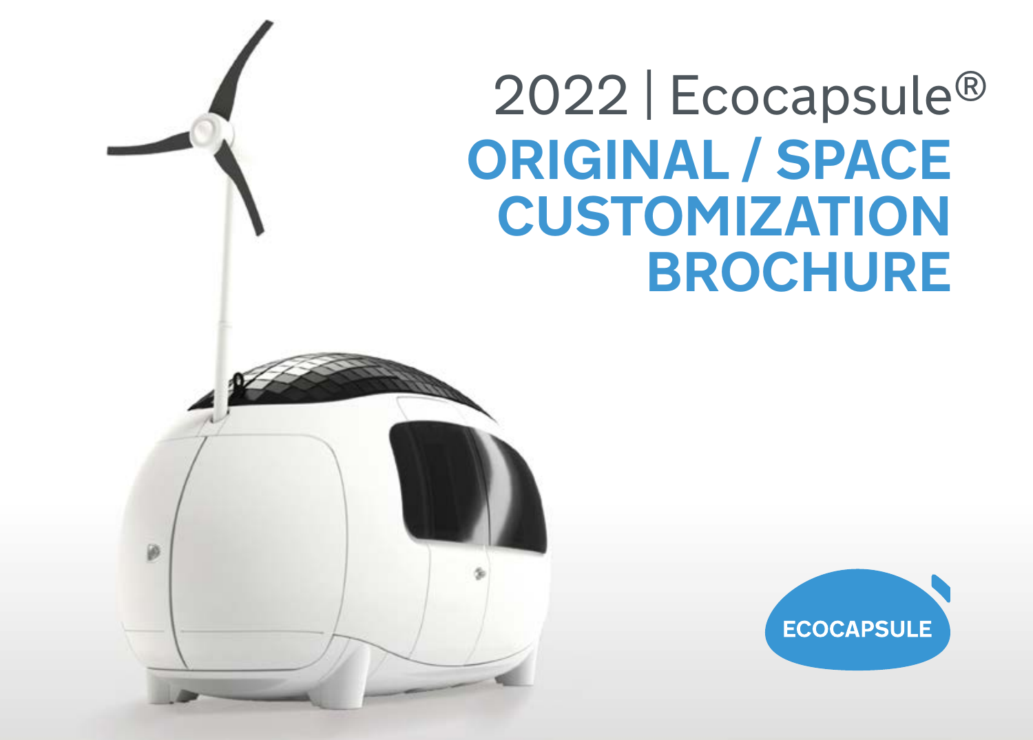# 2022 | Ecocapsule®

# ORIGINAL / SPACE CUSTOMIZATION BROCHURE

ECOCAPSULE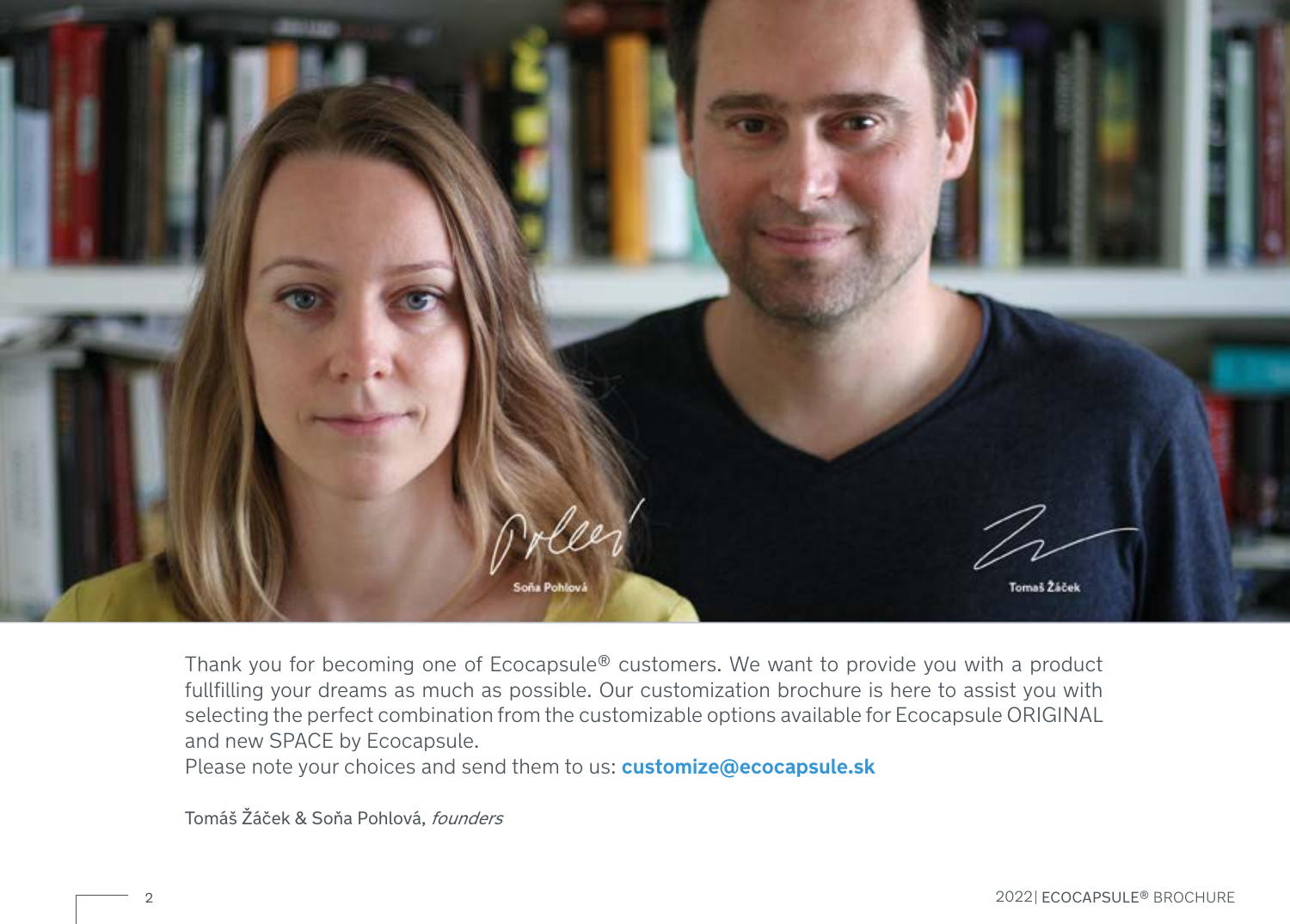Thank you for becoming one of Ecocapsule® customers. We want to provide you with a product fullfilling your dreams as much as possible. Our customization brochure is here to assist you with selecting the perfect combination from the customizable options available for Ecocapsule ORIGINAL and new SPACE by Ecocapsule.
Please note your choices and send them to us: **customize@ecocapsule.sk**

Tomáš Žáček & Soňa Pohlová, *founders*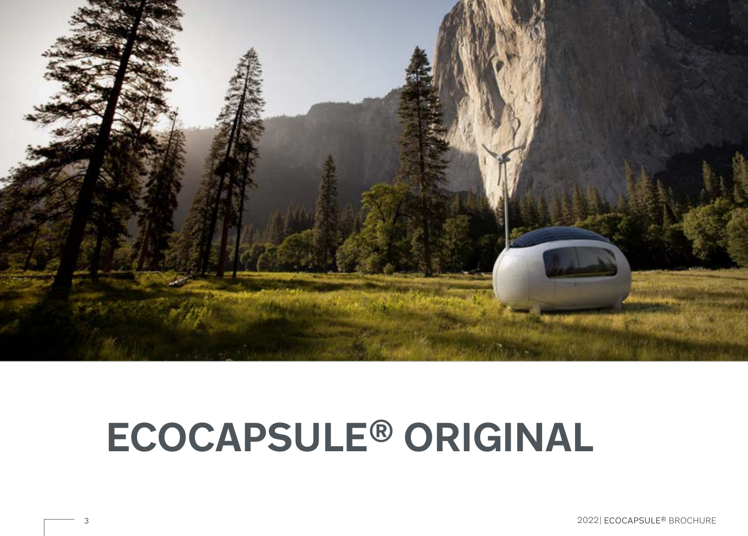# ECOCAPSULE® ORIGINAL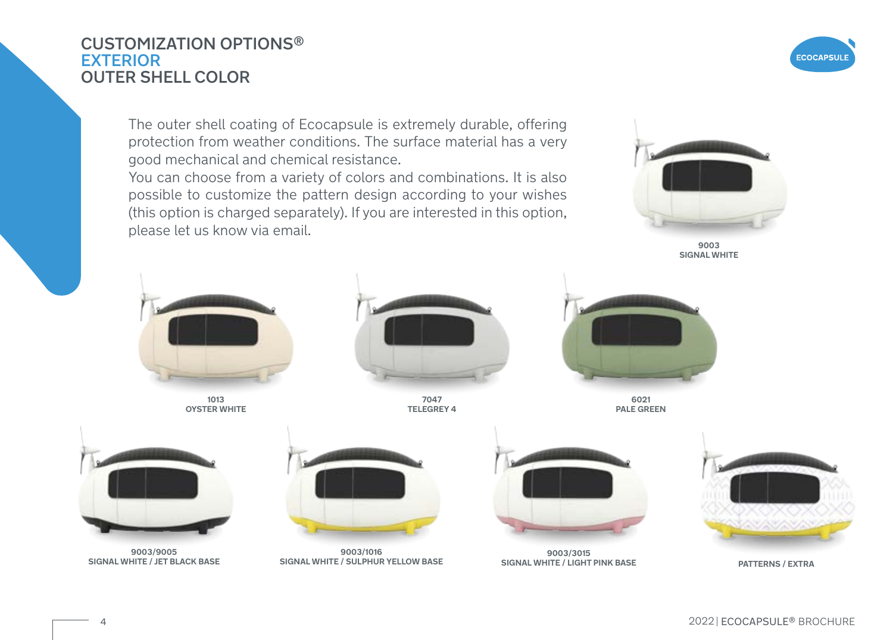# CUSTOMIZATION OPTIONS®
## EXTERIOR
### OUTER SHELL COLOR

The outer shell coating of Ecocapsule is extremely durable, offering protection from weather conditions. The surface material has a very good mechanical and chemical resistance.
You can choose from a variety of colors and combinations. It is also possible to customize the pattern design according to your wishes (this option is charged separately). If you are interested in this option, please let us know via email.

**9003**
**SIGNAL WHITE**

**1013**
**OYSTER WHITE**

**7047**
**TELEGREY 4**

**6021**
**PALE GREEN**

**9003/9005**
**SIGNAL WHITE / JET BLACK BASE**

**9003/1016**
**SIGNAL WHITE / SULPHUR YELLOW BASE**

**9003/3015**
**SIGNAL WHITE / LIGHT PINK BASE**

**PATTERNS / EXTRA**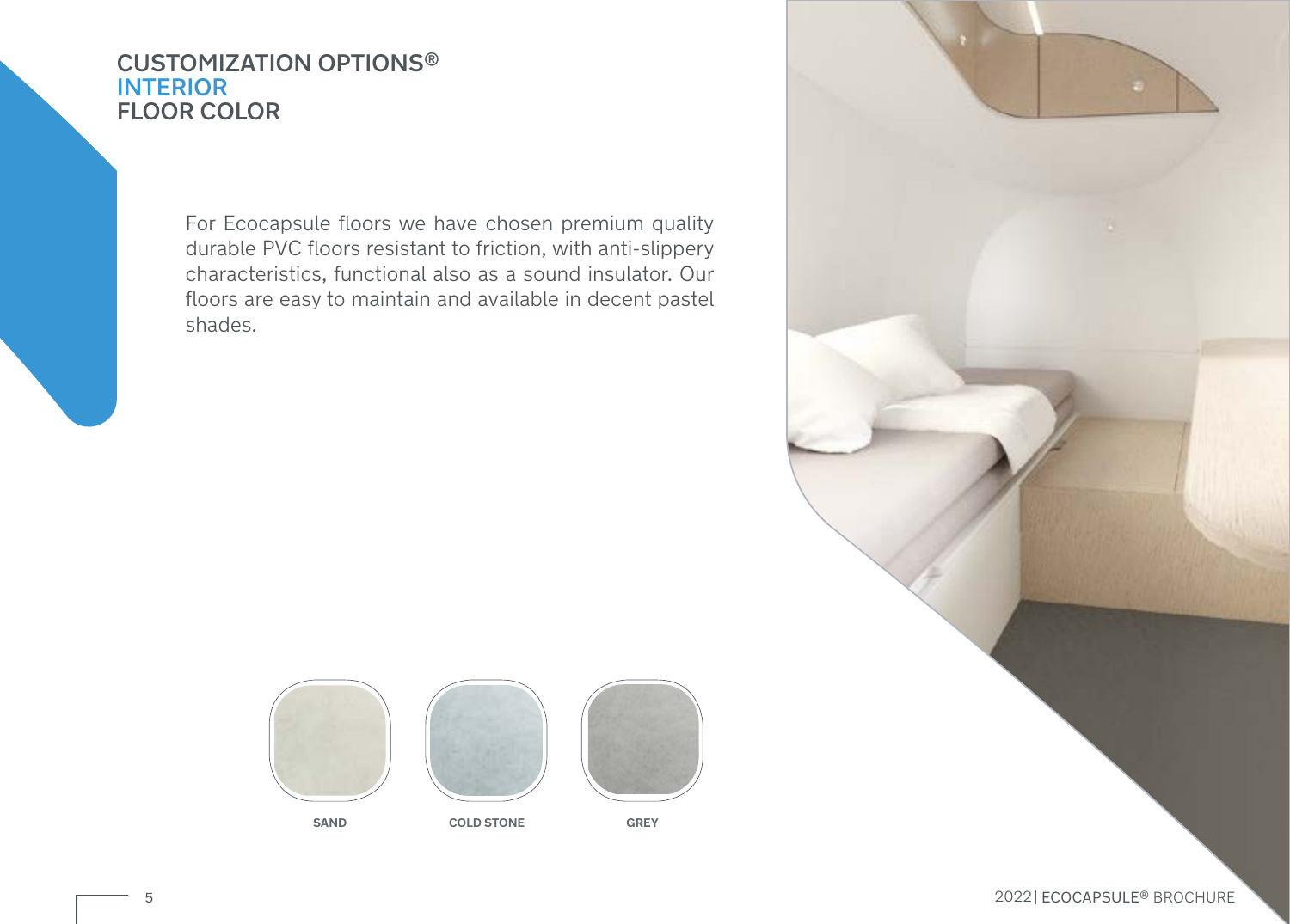# CUSTOMIZATION OPTIONS®
## INTERIOR
## FLOOR COLOR

For Ecocapsule floors we have chosen premium quality durable PVC floors resistant to friction, with anti-slippery characteristics, functional also as a sound insulator. Our floors are easy to maintain and available in decent pastel shades.

SAND

COLD STONE

GREY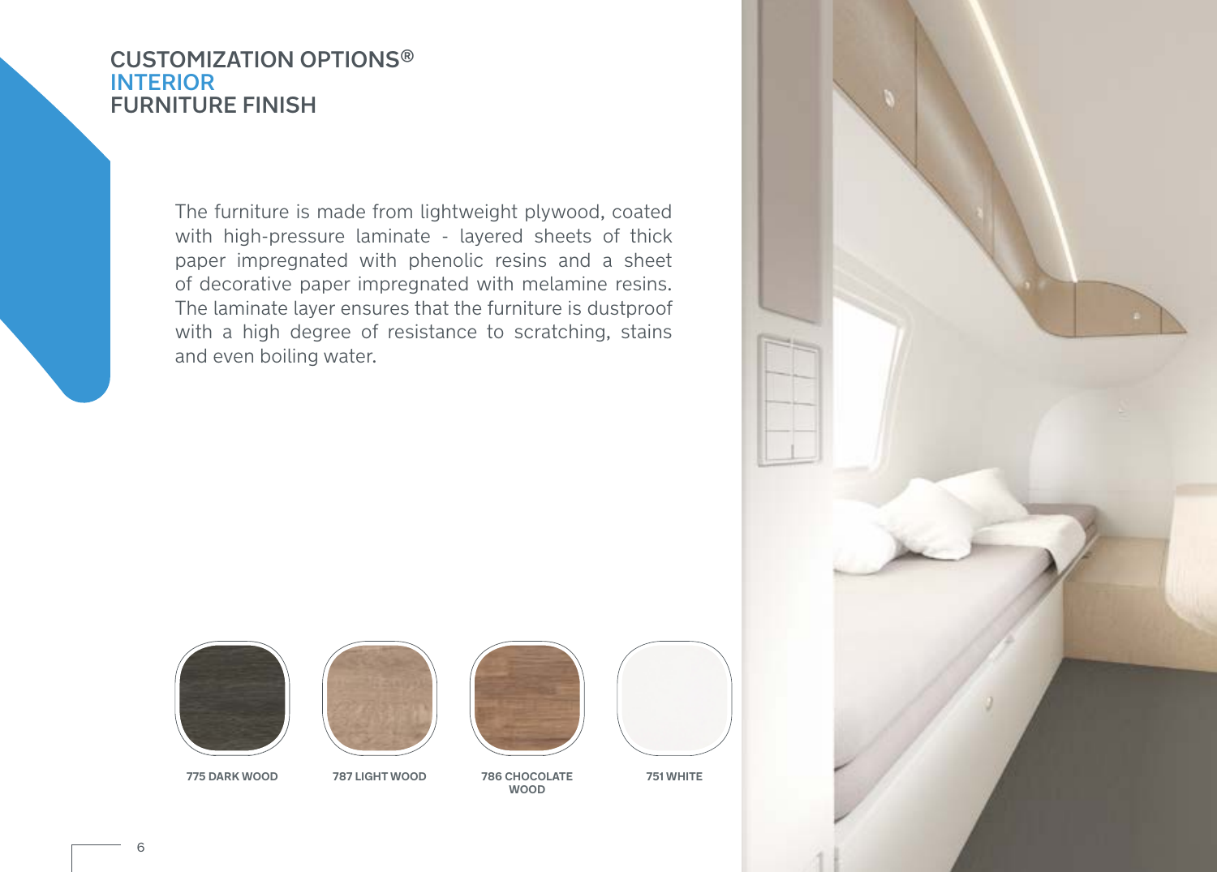# CUSTOMIZATION OPTIONS®
## INTERIOR
## FURNITURE FINISH

The furniture is made from lightweight plywood, coated with high-pressure laminate - layered sheets of thick paper impregnated with phenolic resins and a sheet of decorative paper impregnated with melamine resins. The laminate layer ensures that the furniture is dustproof with a high degree of resistance to scratching, stains and even boiling water.

**775 DARK WOOD**

**787 LIGHT WOOD**

**786 CHOCOLATE WOOD**

**751 WHITE**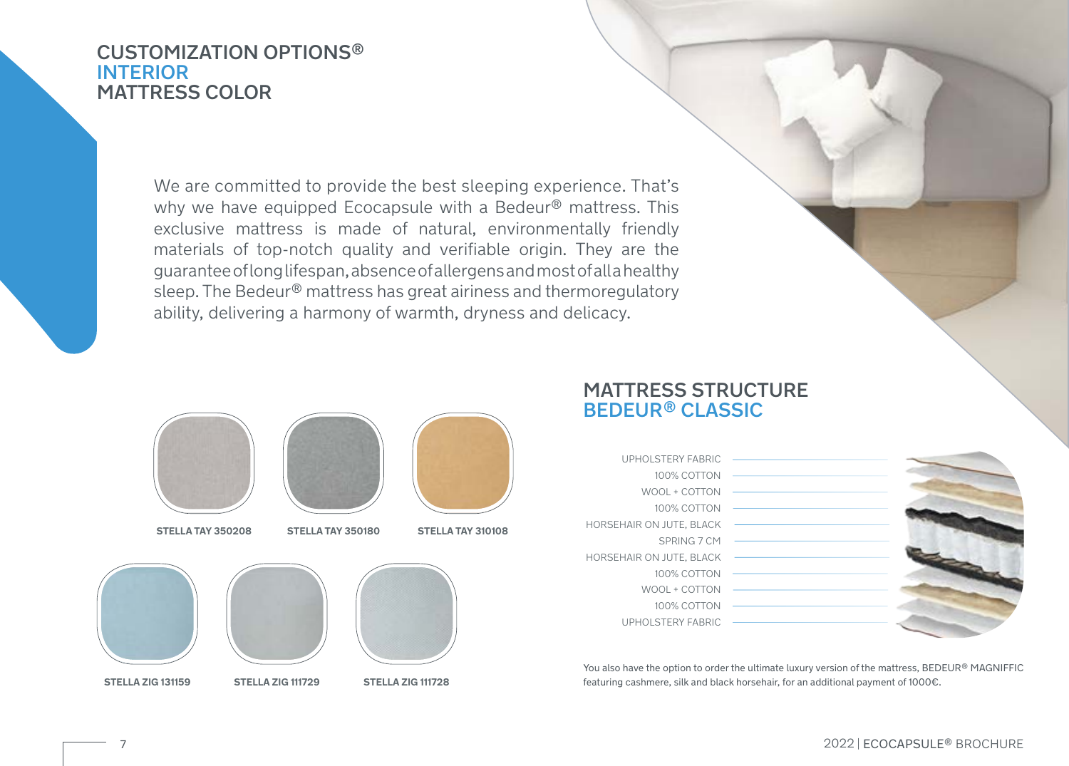# CUSTOMIZATION OPTIONS®
## INTERIOR
## MATTRESS COLOR

We are committed to provide the best sleeping experience. That's why we have equipped Ecocapsule with a Bedeur® mattress. This exclusive mattress is made of natural, environmentally friendly materials of top-notch quality and verifiable origin. They are the guarantee of long lifespan, absence of allergens and most of all a healthy sleep. The Bedeur® mattress has great airiness and thermoregulatory ability, delivering a harmony of warmth, dryness and delicacy.

**STELLA TAY 350208**

**STELLA TAY 350180**

**STELLA TAY 310108**

**STELLA ZIG 131159**

**STELLA ZIG 111729**

**STELLA ZIG 111728**

## MATTRESS STRUCTURE
## BEDEUR® CLASSIC

- UPHOLSTERY FABRIC
- 100% COTTON
- WOOL + COTTON
- 100% COTTON
- HORSEHAIR ON JUTE, BLACK
- SPRING 7 CM
- HORSEHAIR ON JUTE, BLACK
- 100% COTTON
- WOOL + COTTON
- 100% COTTON
- UPHOLSTERY FABRIC

You also have the option to order the ultimate luxury version of the mattress, BEDEUR® MAGNIFFIC featuring cashmere, silk and black horsehair, for an additional payment of 1000€.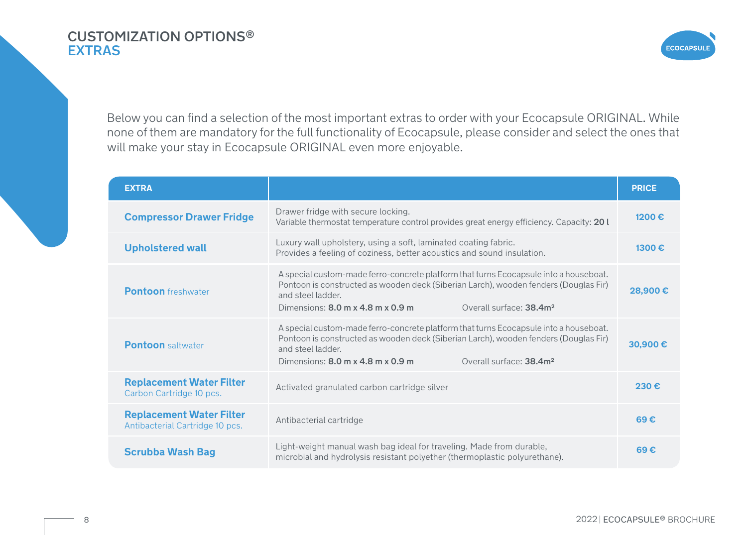# CUSTOMIZATION OPTIONS®
## EXTRAS

Below you can find a selection of the most important extras to order with your Ecocapsule ORIGINAL. While none of them are mandatory for the full functionality of Ecocapsule, please consider and select the ones that will make your stay in Ecocapsule ORIGINAL even more enjoyable.

| EXTRA | | PRICE |
|---|---|---|
| **Compressor Drawer Fridge** | Drawer fridge with secure locking. Variable thermostat temperature control provides great energy efficiency. Capacity: **20 l** | **1200 €** |
| **Upholstered wall** | Luxury wall upholstery, using a soft, laminated coating fabric. Provides a feeling of coziness, better acoustics and sound insulation. | **1300 €** |
| **Pontoon** freshwater | A special custom-made ferro-concrete platform that turns Ecocapsule into a houseboat. Pontoon is constructed as wooden deck (Siberian Larch), wooden fenders (Douglas Fir) and steel ladder. Dimensions: **8.0 m x 4.8 m x 0.9 m** Overall surface: **38.4m²** | **28,900 €** |
| **Pontoon** saltwater | A special custom-made ferro-concrete platform that turns Ecocapsule into a houseboat. Pontoon is constructed as wooden deck (Siberian Larch), wooden fenders (Douglas Fir) and steel ladder. Dimensions: **8.0 m x 4.8 m x 0.9 m** Overall surface: **38.4m²** | **30,900 €** |
| **Replacement Water Filter** Carbon Cartridge 10 pcs. | Activated granulated carbon cartridge silver | **230 €** |
| **Replacement Water Filter** Antibacterial Cartridge 10 pcs. | Antibacterial cartridge | **69 €** |
| **Scrubba Wash Bag** | Light-weight manual wash bag ideal for traveling. Made from durable, microbial and hydrolysis resistant polyether (thermoplastic polyurethane). | **69 €** |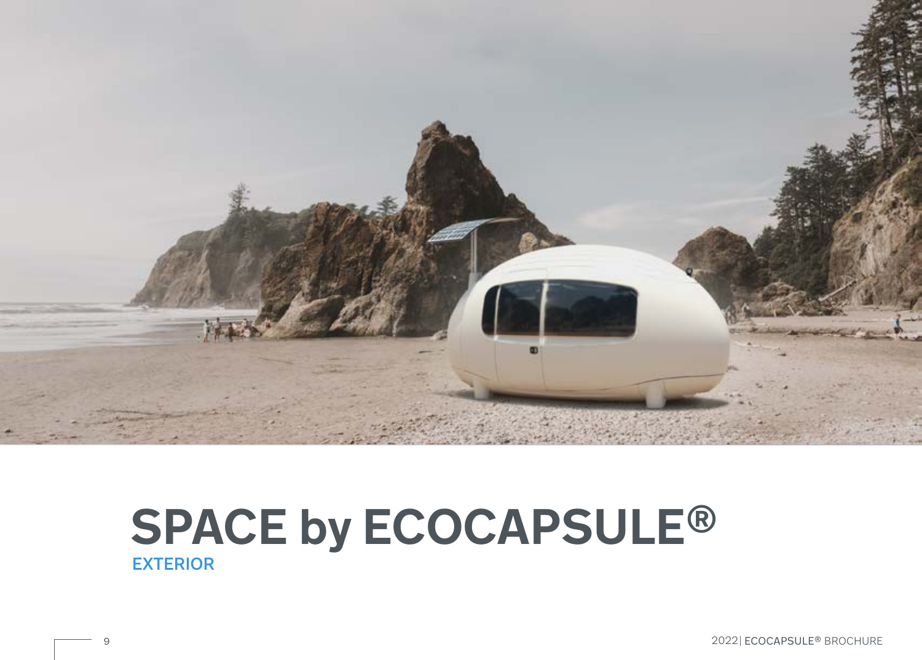# SPACE by ECOCAPSULE®

## EXTERIOR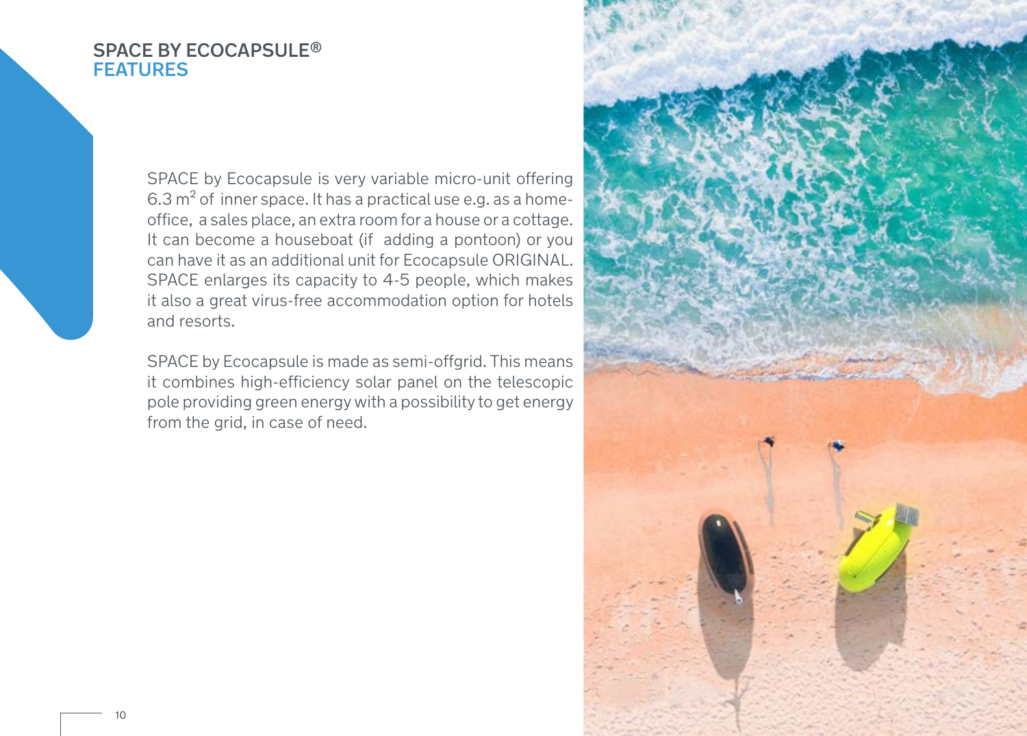# SPACE BY ECOCAPSULE®
## FEATURES

SPACE by Ecocapsule is very variable micro-unit offering 6.3 $m^2$ of inner space. It has a practical use e.g. as a home-office, a sales place, an extra room for a house or a cottage. It can become a houseboat (if adding a pontoon) or you can have it as an additional unit for Ecocapsule ORIGINAL. SPACE enlarges its capacity to 4-5 people, which makes it also a great virus-free accommodation option for hotels and resorts.

SPACE by Ecocapsule is made as semi-offgrid. This means it combines high-efficiency solar panel on the telescopic pole providing green energy with a possibility to get energy from the grid, in case of need.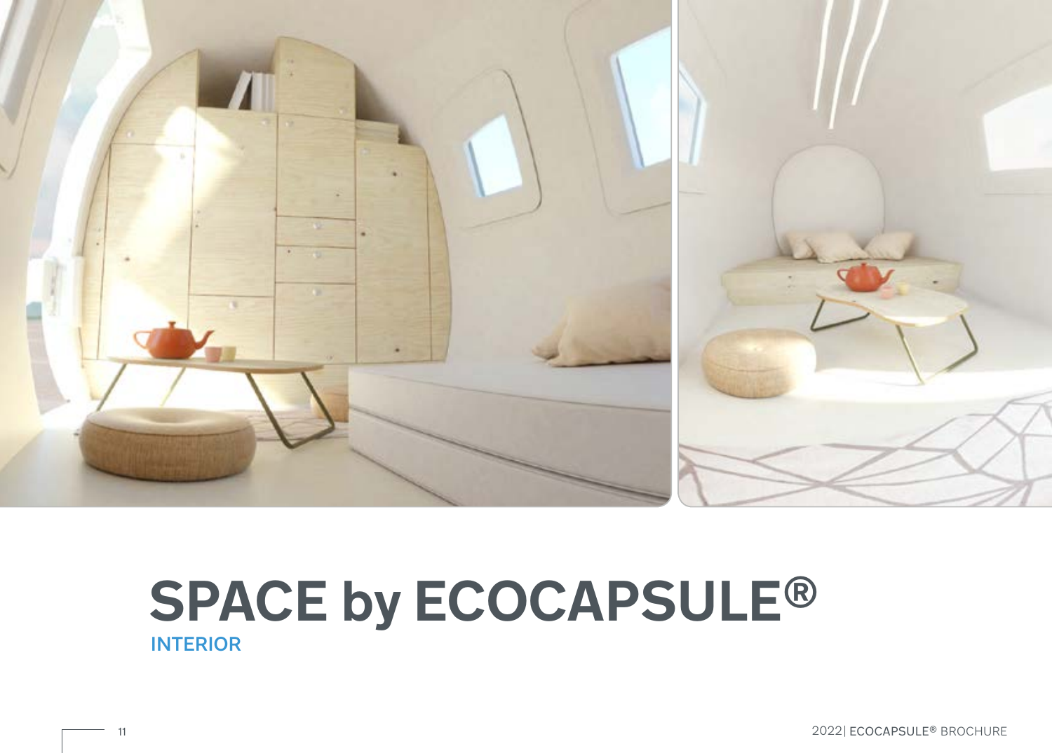# SPACE by ECOCAPSULE®

## INTERIOR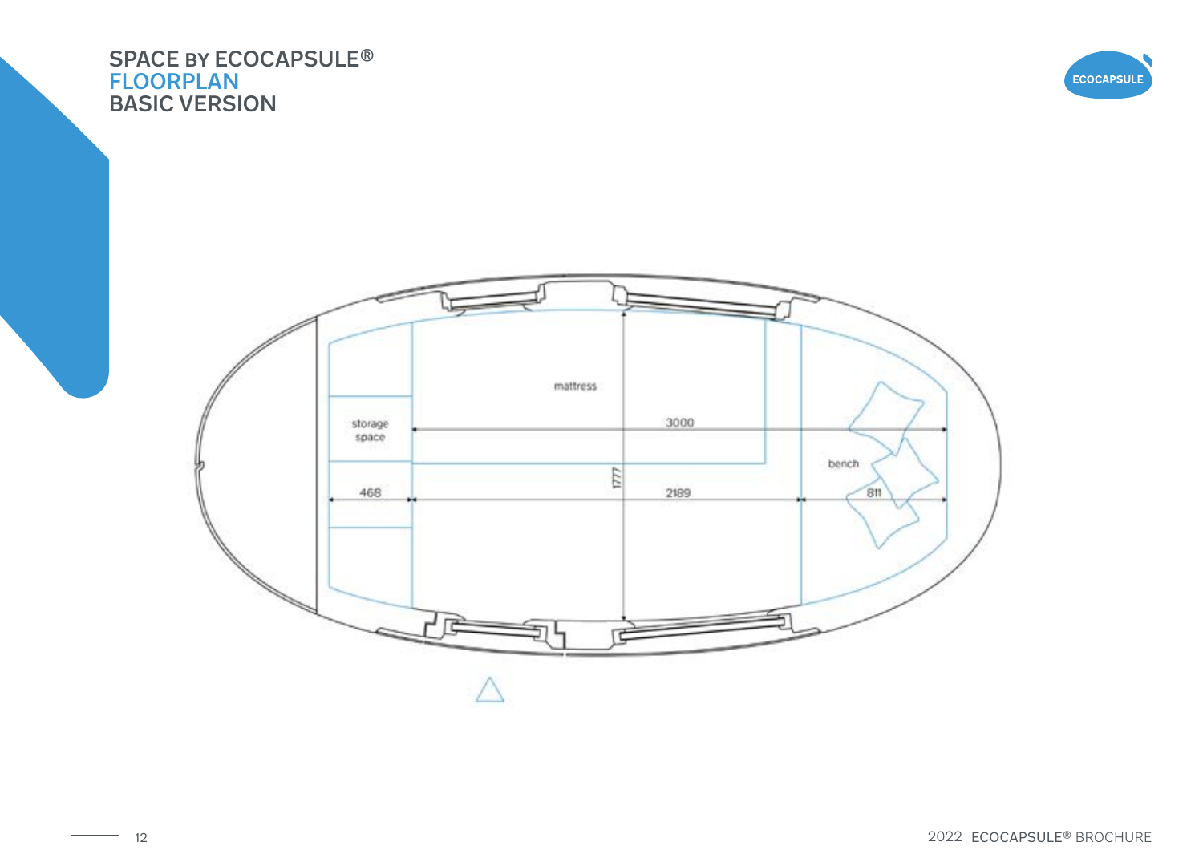# SPACE BY ECOCAPSULE®
## FLOORPLAN
## BASIC VERSION

ECOCAPSULE

mattress

storage space

3000

bench

468

1777

2189

811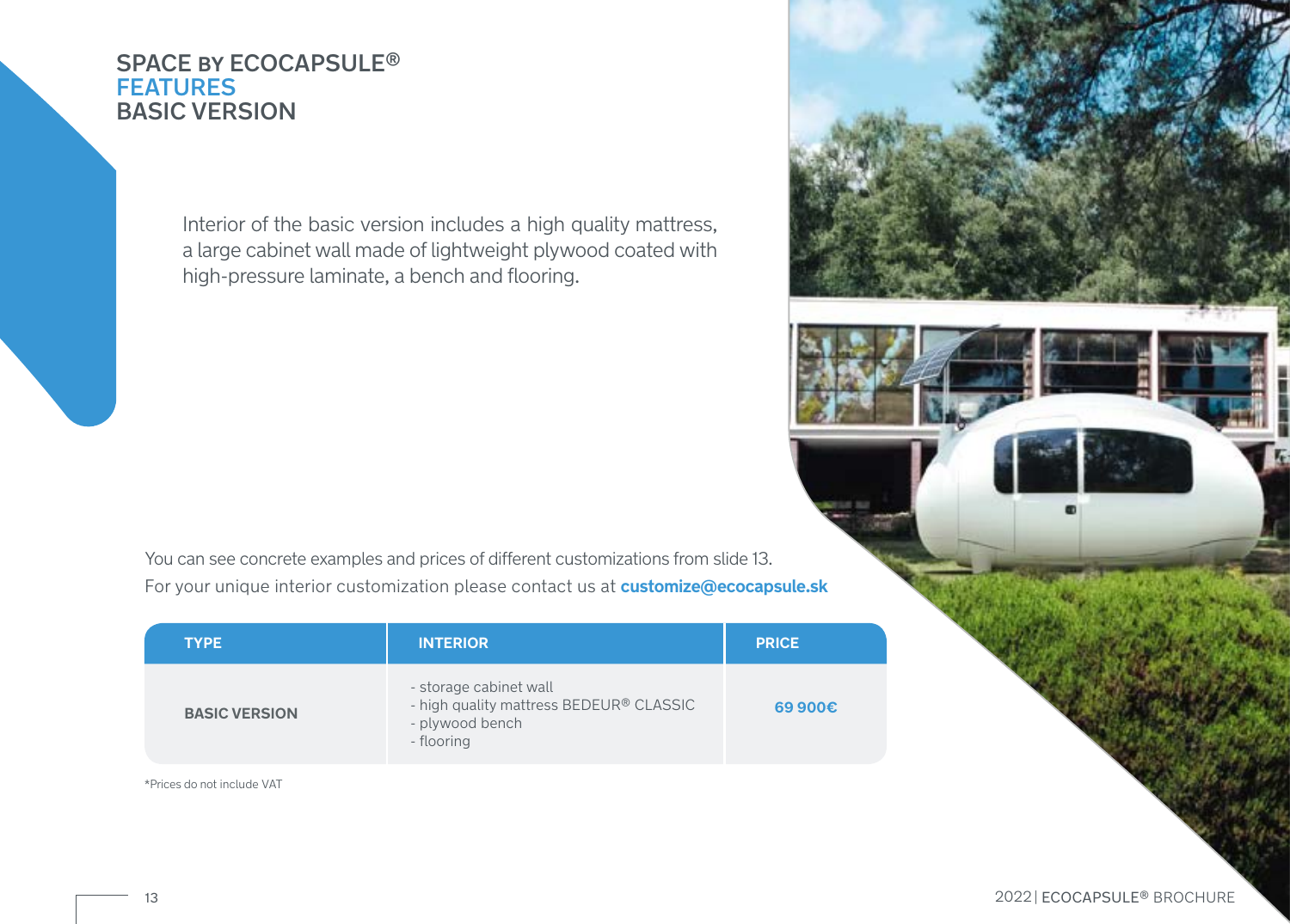# SPACE BY ECOCAPSULE®
## FEATURES
## BASIC VERSION

Interior of the basic version includes a high quality mattress, a large cabinet wall made of lightweight plywood coated with high-pressure laminate, a bench and flooring.

You can see concrete examples and prices of different customizations from slide 13.
For your unique interior customization please contact us at **customize@ecocapsule.sk**

| TYPE | INTERIOR | PRICE |
|---|---|---|
| **BASIC VERSION** | - storage cabinet wall<br>- high quality mattress BEDEUR® CLASSIC<br>- plywood bench<br>- flooring | **69 900€** |

*Prices do not include VAT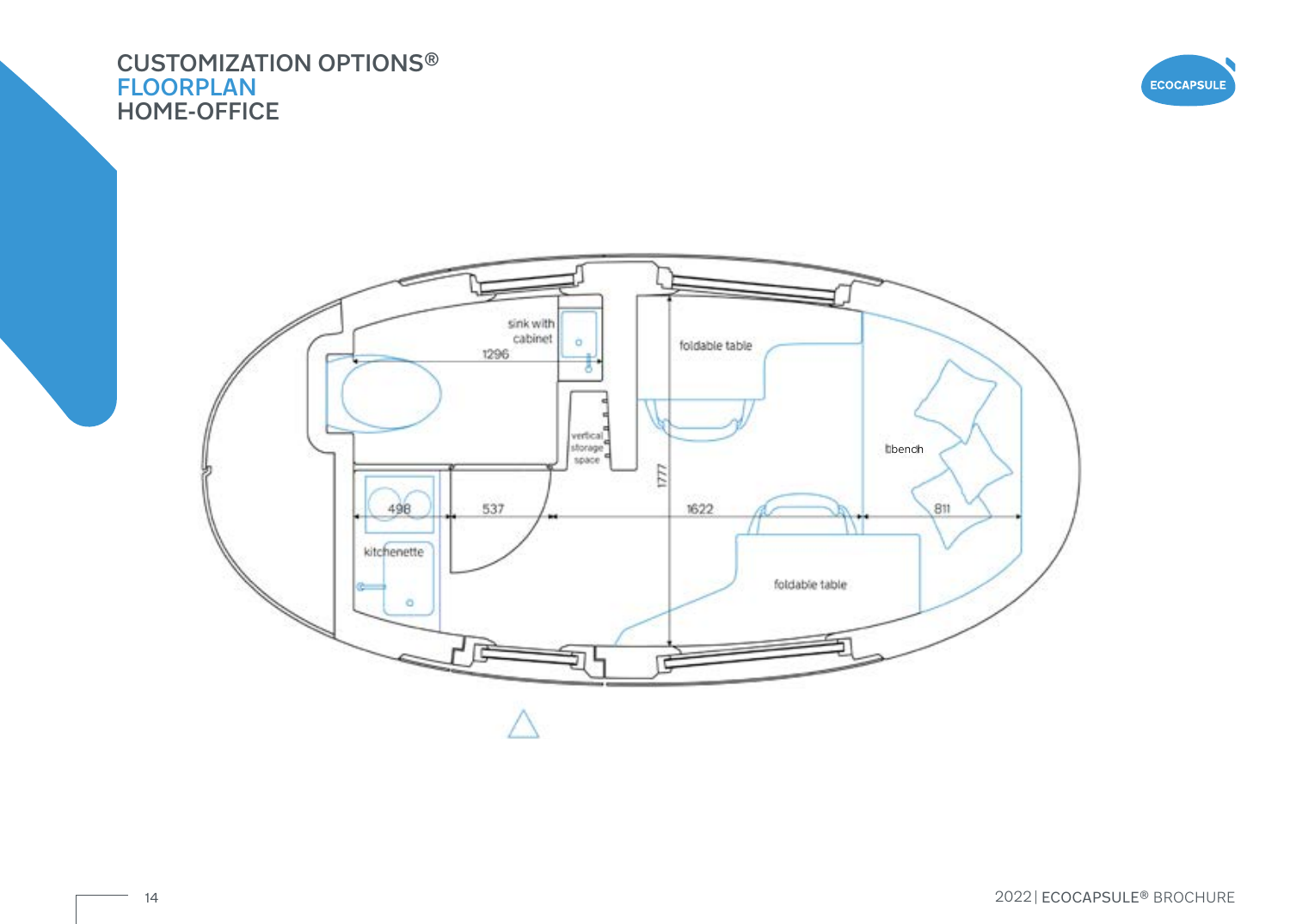# CUSTOMIZATION OPTIONS®

## FLOORPLAN

## HOME-OFFICE

sink with cabinet

1296

foldable table

vertical storage space

1777

bench

498

537

1622

811

kitchenette

foldable table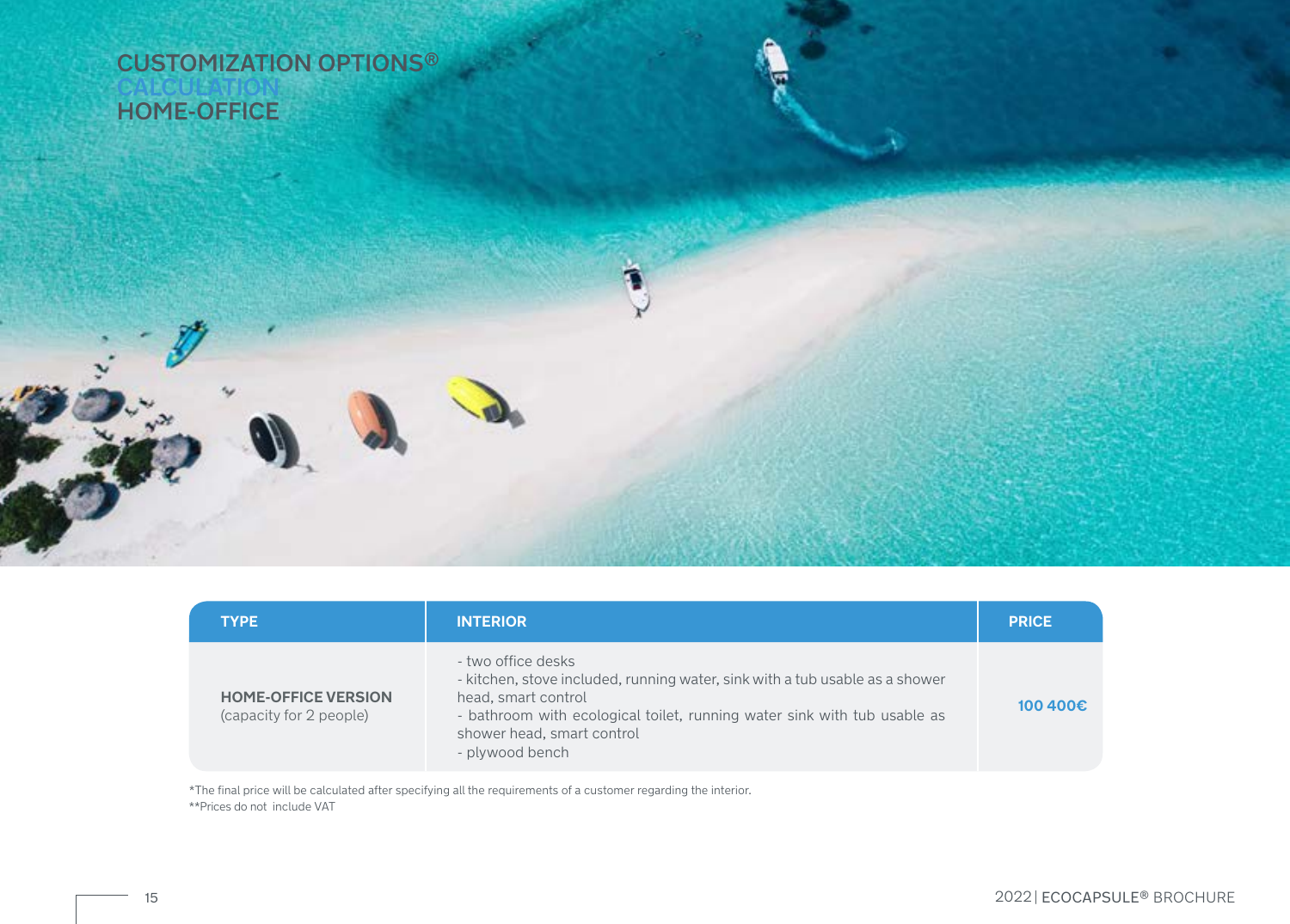# CUSTOMIZATION OPTIONS®
## CALCULATION
## HOME-OFFICE

| TYPE | INTERIOR | PRICE |
|---|---|---|
| **HOME-OFFICE VERSION** (capacity for 2 people) | - two office desks<br>- kitchen, stove included, running water, sink with a tub usable as a shower head, smart control<br>- bathroom with ecological toilet, running water sink with tub usable as shower head, smart control<br>- plywood bench | **100 400€** |

*The final price will be calculated after specifying all the requirements of a customer regarding the interior.
**Prices do not include VAT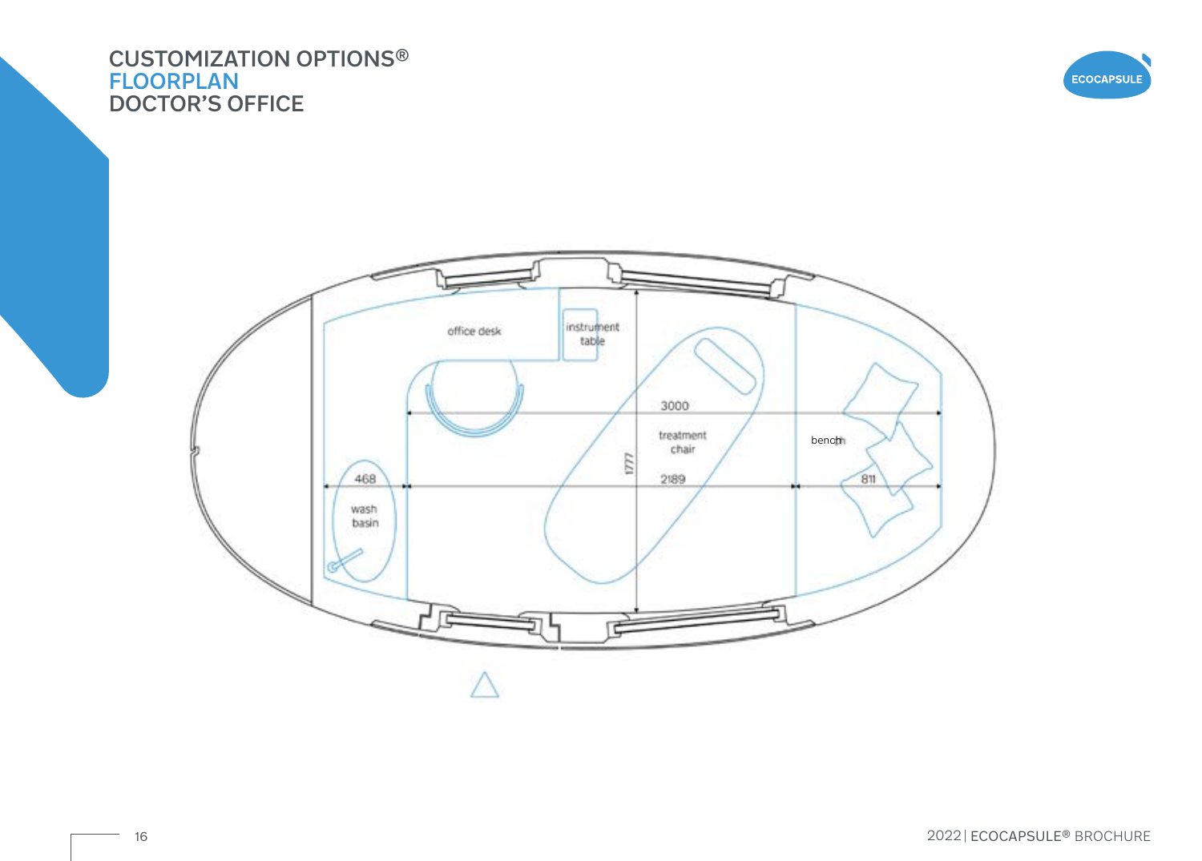# CUSTOMIZATION OPTIONS®
## FLOORPLAN
## DOCTOR'S OFFICE

office desk

instrument table

3000

treatment chair

bench

1777

468

wash basin

2189

811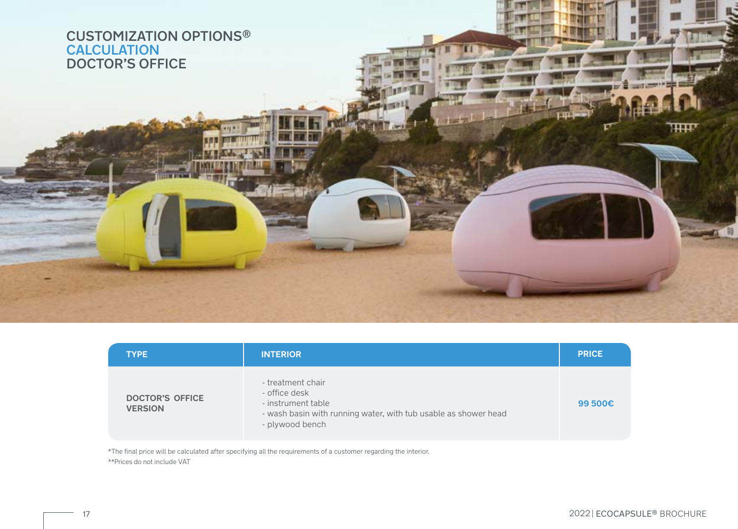# CUSTOMIZATION OPTIONS®
## CALCULATION
## DOCTOR'S OFFICE

| TYPE | INTERIOR | PRICE |
|---|---|---|
| **DOCTOR'S OFFICE VERSION** | - treatment chair<br>- office desk<br>- instrument table<br>- wash basin with running water, with tub usable as shower head<br>- plywood bench | **99 500€** |

*The final price will be calculated after specifying all the requirements of a customer regarding the interior.

**Prices do not include VAT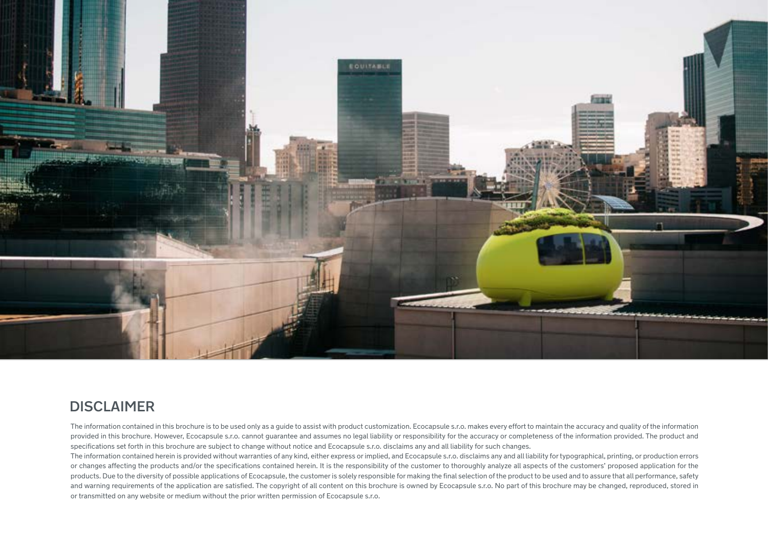## DISCLAIMER

The information contained in this brochure is to be used only as a guide to assist with product customization. Ecocapsule s.r.o. makes every effort to maintain the accuracy and quality of the information provided in this brochure. However, Ecocapsule s.r.o. cannot guarantee and assumes no legal liability or responsibility for the accuracy or completeness of the information provided. The product and specifications set forth in this brochure are subject to change without notice and Ecocapsule s.r.o. disclaims any and all liability for such changes.

The information contained herein is provided without warranties of any kind, either express or implied, and Ecocapsule s.r.o. disclaims any and all liability for typographical, printing, or production errors or changes affecting the products and/or the specifications contained herein. It is the responsibility of the customer to thoroughly analyze all aspects of the customers' proposed application for the products. Due to the diversity of possible applications of Ecocapsule, the customer is solely responsible for making the final selection of the product to be used and to assure that all performance, safety and warning requirements of the application are satisfied. The copyright of all content on this brochure is owned by Ecocapsule s.r.o. No part of this brochure may be changed, reproduced, stored in or transmitted on any website or medium without the prior written permission of Ecocapsule s.r.o.